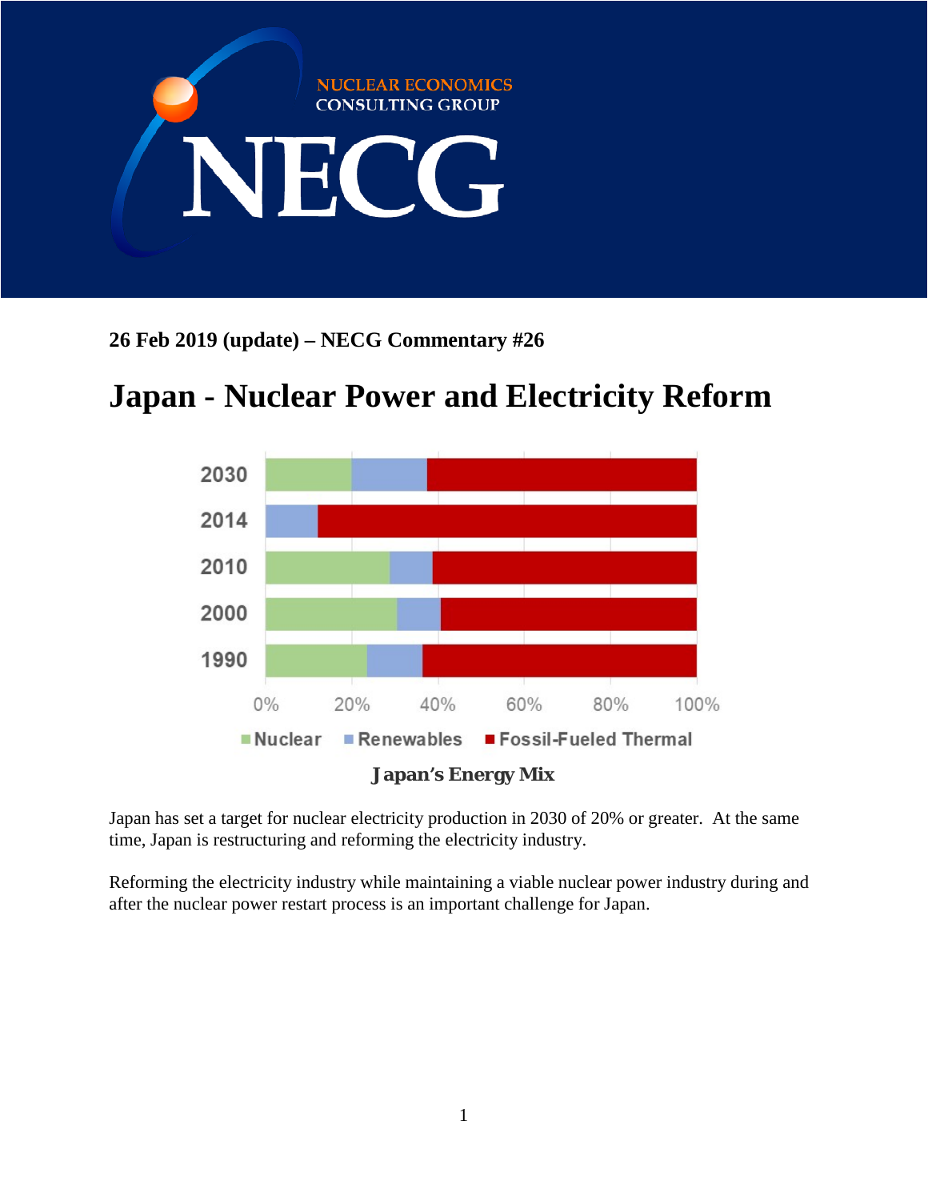NUCLEAR ECONOMICS CONSULTING GROUP

NECG

**26 Feb 2019 (update) – NECG Commentary #26**

# Japan - Nuclear Power and Electricity Reform

**Japan's Energy Mix**

Japan has set a target for nuclear electricity production in 2030 of 20% or greater. At the same time, Japan is restructuring and reforming the electricity industry.

Reforming the electricity industry while maintaining a viable nuclear power industry during and after the nuclear power restart process is an important challenge for Japan.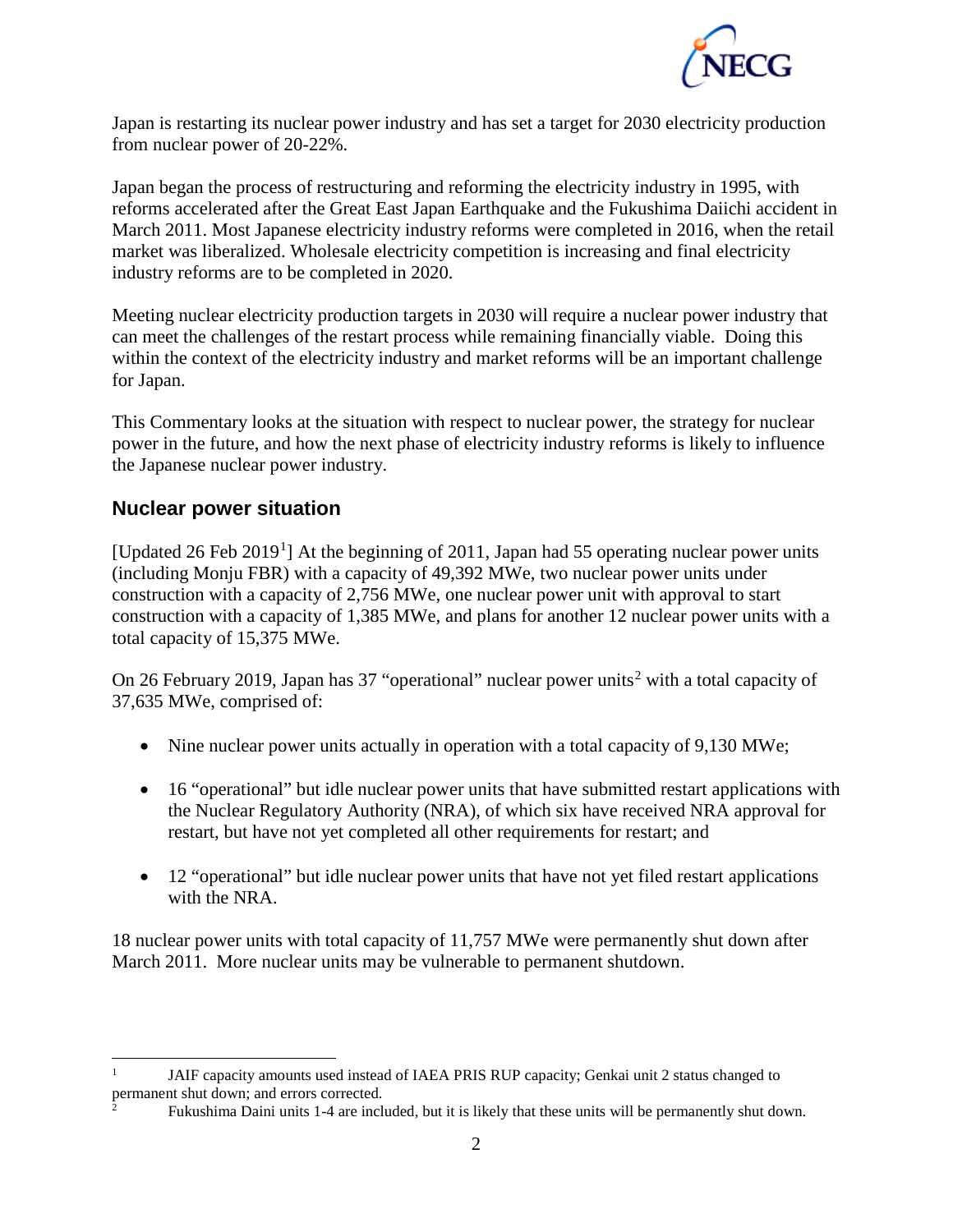Japan is restarting its nuclear power industry and has set a target for 2030 electricity production from nuclear power of 20-22%.

Japan began the process of restructuring and reforming the electricity industry in 1995, with reforms accelerated after the Great East Japan Earthquake and the Fukushima Daiichi accident in March 2011. Most Japanese electricity industry reforms were completed in 2016, when the retail market was liberalized. Wholesale electricity competition is increasing and final electricity industry reforms are to be completed in 2020.

Meeting nuclear electricity production targets in 2030 will require a nuclear power industry that can meet the challenges of the restart process while remaining financially viable. Doing this within the context of the electricity industry and market reforms will be an important challenge for Japan.

This Commentary looks at the situation with respect to nuclear power, the strategy for nuclear power in the future, and how the next phase of electricity industry reforms is likely to influence the Japanese nuclear power industry.

## Nuclear power situation

[Updated 26 Feb 2019[1]] At the beginning of 2011, Japan had 55 operating nuclear power units (including Monju FBR) with a capacity of 49,392 MWe, two nuclear power units under construction with a capacity of 2,756 MWe, one nuclear power unit with approval to start construction with a capacity of 1,385 MWe, and plans for another 12 nuclear power units with a total capacity of 15,375 MWe.

On 26 February 2019, Japan has 37 "operational" nuclear power units[2] with a total capacity of 37,635 MWe, comprised of:

- Nine nuclear power units actually in operation with a total capacity of 9,130 MWe;
- 16 "operational" but idle nuclear power units that have submitted restart applications with the Nuclear Regulatory Authority (NRA), of which six have received NRA approval for restart, but have not yet completed all other requirements for restart; and
- 12 "operational" but idle nuclear power units that have not yet filed restart applications with the NRA.

18 nuclear power units with total capacity of 11,757 MWe were permanently shut down after March 2011. More nuclear units may be vulnerable to permanent shutdown.

---

[1] JAIF capacity amounts used instead of IAEA PRIS RUP capacity; Genkai unit 2 status changed to permanent shut down; and errors corrected.

[2] Fukushima Daini units 1-4 are included, but it is likely that these units will be permanently shut down.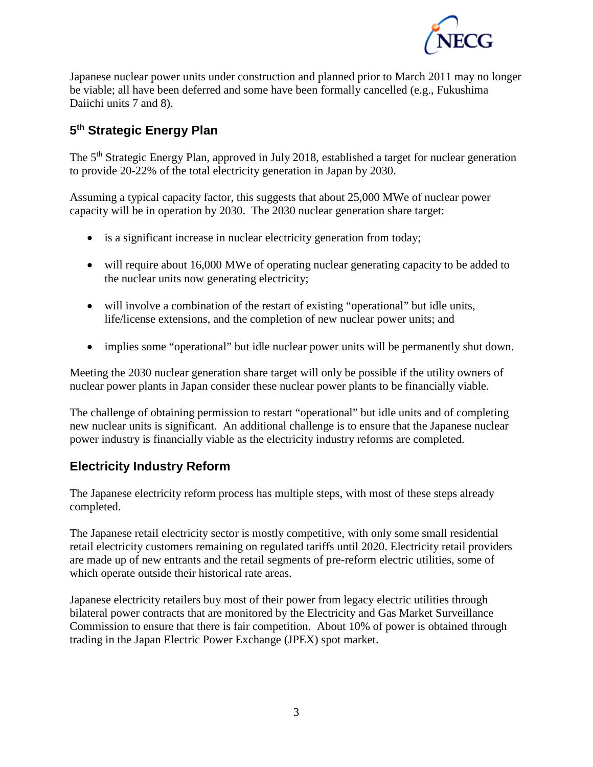Japanese nuclear power units under construction and planned prior to March 2011 may no longer be viable; all have been deferred and some have been formally cancelled (e.g., Fukushima Daiichi units 7 and 8).

## 5th Strategic Energy Plan

The 5th Strategic Energy Plan, approved in July 2018, established a target for nuclear generation to provide 20-22% of the total electricity generation in Japan by 2030.

Assuming a typical capacity factor, this suggests that about 25,000 MWe of nuclear power capacity will be in operation by 2030. The 2030 nuclear generation share target:

- is a significant increase in nuclear electricity generation from today;
- will require about 16,000 MWe of operating nuclear generating capacity to be added to the nuclear units now generating electricity;
- will involve a combination of the restart of existing "operational" but idle units, life/license extensions, and the completion of new nuclear power units; and
- implies some "operational" but idle nuclear power units will be permanently shut down.

Meeting the 2030 nuclear generation share target will only be possible if the utility owners of nuclear power plants in Japan consider these nuclear power plants to be financially viable.

The challenge of obtaining permission to restart "operational" but idle units and of completing new nuclear units is significant. An additional challenge is to ensure that the Japanese nuclear power industry is financially viable as the electricity industry reforms are completed.

## Electricity Industry Reform

The Japanese electricity reform process has multiple steps, with most of these steps already completed.

The Japanese retail electricity sector is mostly competitive, with only some small residential retail electricity customers remaining on regulated tariffs until 2020. Electricity retail providers are made up of new entrants and the retail segments of pre-reform electric utilities, some of which operate outside their historical rate areas.

Japanese electricity retailers buy most of their power from legacy electric utilities through bilateral power contracts that are monitored by the Electricity and Gas Market Surveillance Commission to ensure that there is fair competition. About 10% of power is obtained through trading in the Japan Electric Power Exchange (JPEX) spot market.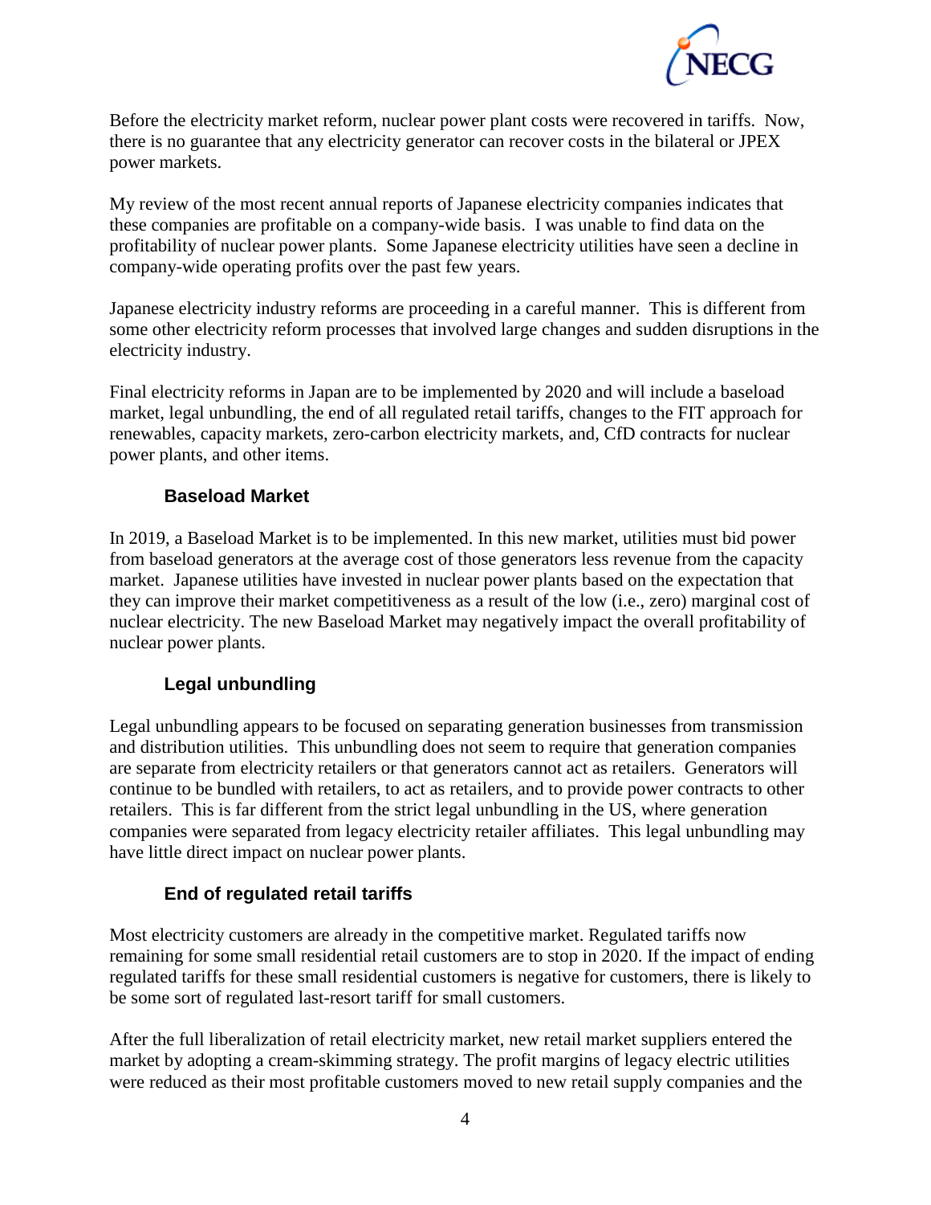Before the electricity market reform, nuclear power plant costs were recovered in tariffs. Now, there is no guarantee that any electricity generator can recover costs in the bilateral or JPEX power markets.

My review of the most recent annual reports of Japanese electricity companies indicates that these companies are profitable on a company-wide basis. I was unable to find data on the profitability of nuclear power plants. Some Japanese electricity utilities have seen a decline in company-wide operating profits over the past few years.

Japanese electricity industry reforms are proceeding in a careful manner. This is different from some other electricity reform processes that involved large changes and sudden disruptions in the electricity industry.

Final electricity reforms in Japan are to be implemented by 2020 and will include a baseload market, legal unbundling, the end of all regulated retail tariffs, changes to the FIT approach for renewables, capacity markets, zero-carbon electricity markets, and, CfD contracts for nuclear power plants, and other items.

### Baseload Market

In 2019, a Baseload Market is to be implemented. In this new market, utilities must bid power from baseload generators at the average cost of those generators less revenue from the capacity market. Japanese utilities have invested in nuclear power plants based on the expectation that they can improve their market competitiveness as a result of the low (i.e., zero) marginal cost of nuclear electricity. The new Baseload Market may negatively impact the overall profitability of nuclear power plants.

### Legal unbundling

Legal unbundling appears to be focused on separating generation businesses from transmission and distribution utilities. This unbundling does not seem to require that generation companies are separate from electricity retailers or that generators cannot act as retailers. Generators will continue to be bundled with retailers, to act as retailers, and to provide power contracts to other retailers. This is far different from the strict legal unbundling in the US, where generation companies were separated from legacy electricity retailer affiliates. This legal unbundling may have little direct impact on nuclear power plants.

### End of regulated retail tariffs

Most electricity customers are already in the competitive market. Regulated tariffs now remaining for some small residential retail customers are to stop in 2020. If the impact of ending regulated tariffs for these small residential customers is negative for customers, there is likely to be some sort of regulated last-resort tariff for small customers.

After the full liberalization of retail electricity market, new retail market suppliers entered the market by adopting a cream-skimming strategy. The profit margins of legacy electric utilities were reduced as their most profitable customers moved to new retail supply companies and the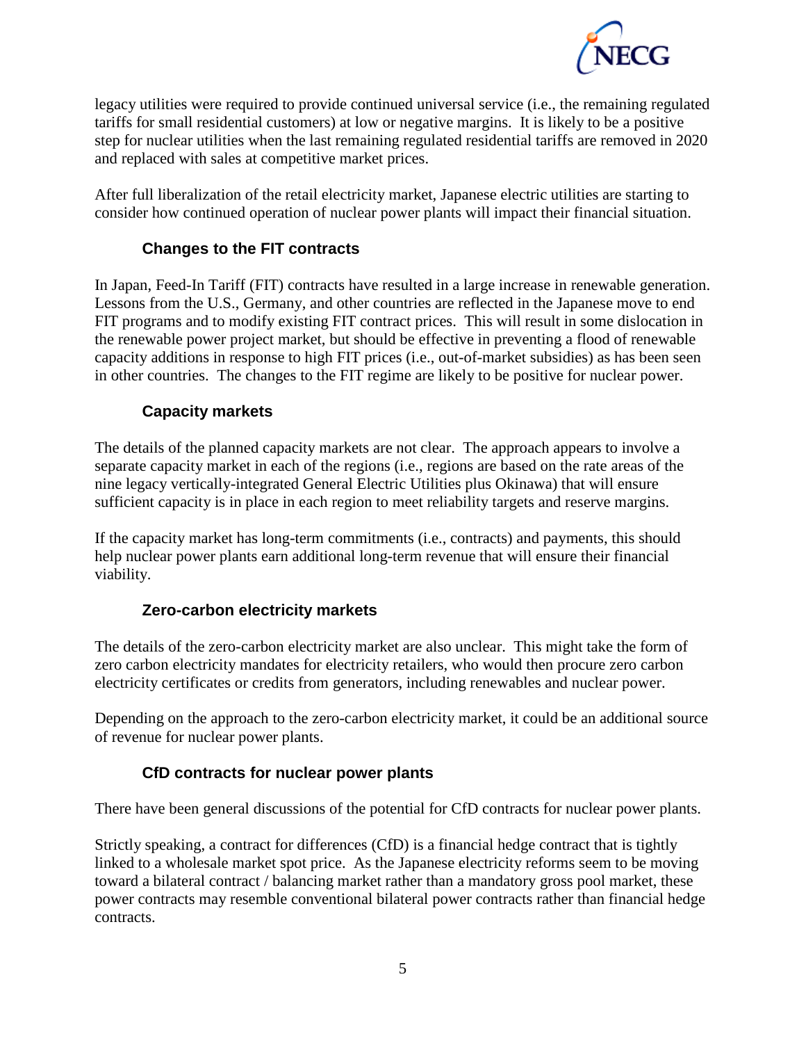legacy utilities were required to provide continued universal service (i.e., the remaining regulated tariffs for small residential customers) at low or negative margins. It is likely to be a positive step for nuclear utilities when the last remaining regulated residential tariffs are removed in 2020 and replaced with sales at competitive market prices.

After full liberalization of the retail electricity market, Japanese electric utilities are starting to consider how continued operation of nuclear power plants will impact their financial situation.

### Changes to the FIT contracts

In Japan, Feed-In Tariff (FIT) contracts have resulted in a large increase in renewable generation. Lessons from the U.S., Germany, and other countries are reflected in the Japanese move to end FIT programs and to modify existing FIT contract prices. This will result in some dislocation in the renewable power project market, but should be effective in preventing a flood of renewable capacity additions in response to high FIT prices (i.e., out-of-market subsidies) as has been seen in other countries. The changes to the FIT regime are likely to be positive for nuclear power.

### Capacity markets

The details of the planned capacity markets are not clear. The approach appears to involve a separate capacity market in each of the regions (i.e., regions are based on the rate areas of the nine legacy vertically-integrated General Electric Utilities plus Okinawa) that will ensure sufficient capacity is in place in each region to meet reliability targets and reserve margins.

If the capacity market has long-term commitments (i.e., contracts) and payments, this should help nuclear power plants earn additional long-term revenue that will ensure their financial viability.

### Zero-carbon electricity markets

The details of the zero-carbon electricity market are also unclear. This might take the form of zero carbon electricity mandates for electricity retailers, who would then procure zero carbon electricity certificates or credits from generators, including renewables and nuclear power.

Depending on the approach to the zero-carbon electricity market, it could be an additional source of revenue for nuclear power plants.

### CfD contracts for nuclear power plants

There have been general discussions of the potential for CfD contracts for nuclear power plants.

Strictly speaking, a contract for differences (CfD) is a financial hedge contract that is tightly linked to a wholesale market spot price. As the Japanese electricity reforms seem to be moving toward a bilateral contract / balancing market rather than a mandatory gross pool market, these power contracts may resemble conventional bilateral power contracts rather than financial hedge contracts.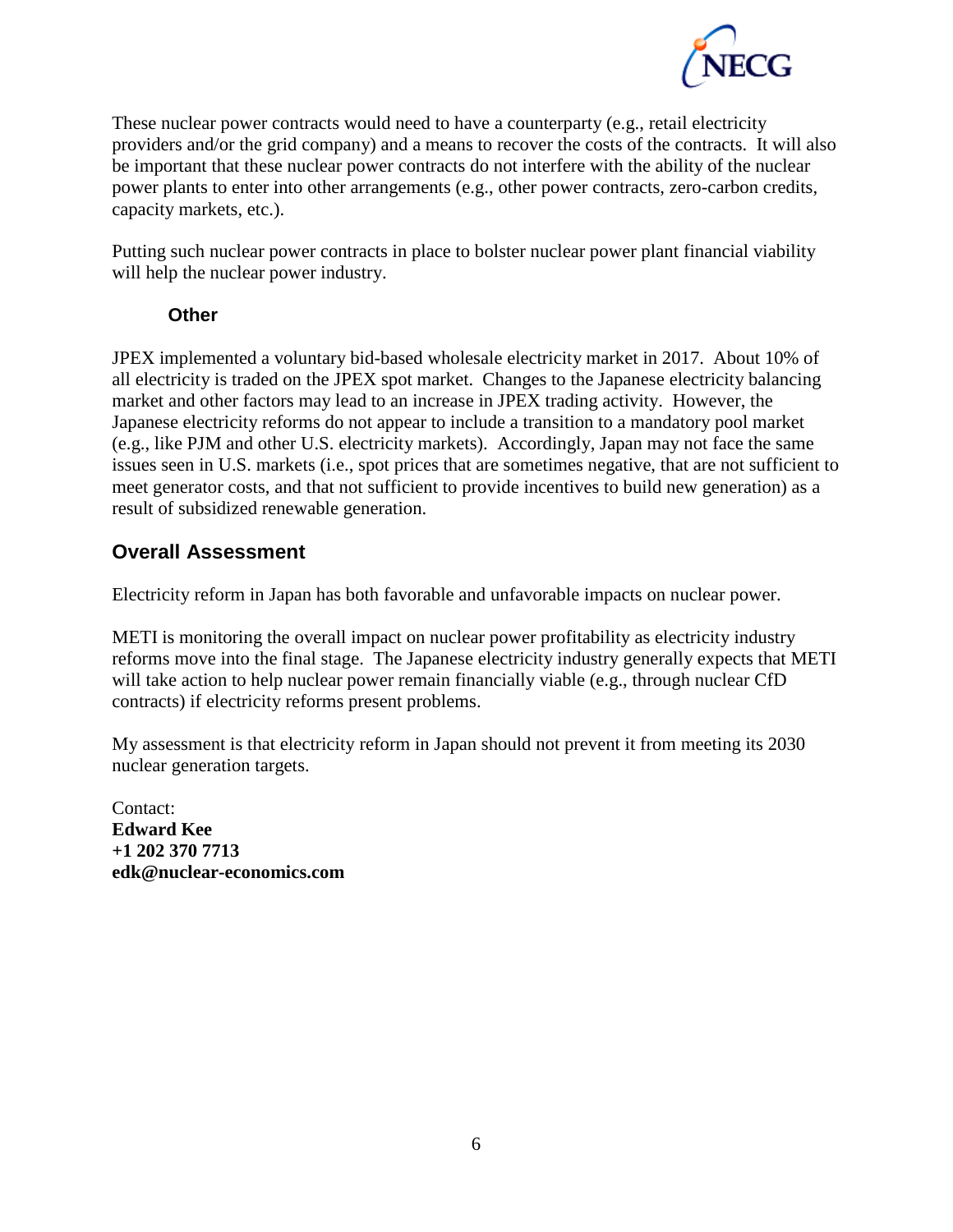These nuclear power contracts would need to have a counterparty (e.g., retail electricity providers and/or the grid company) and a means to recover the costs of the contracts. It will also be important that these nuclear power contracts do not interfere with the ability of the nuclear power plants to enter into other arrangements (e.g., other power contracts, zero-carbon credits, capacity markets, etc.).

Putting such nuclear power contracts in place to bolster nuclear power plant financial viability will help the nuclear power industry.

### Other

JPEX implemented a voluntary bid-based wholesale electricity market in 2017. About 10% of all electricity is traded on the JPEX spot market. Changes to the Japanese electricity balancing market and other factors may lead to an increase in JPEX trading activity. However, the Japanese electricity reforms do not appear to include a transition to a mandatory pool market (e.g., like PJM and other U.S. electricity markets). Accordingly, Japan may not face the same issues seen in U.S. markets (i.e., spot prices that are sometimes negative, that are not sufficient to meet generator costs, and that not sufficient to provide incentives to build new generation) as a result of subsidized renewable generation.

## Overall Assessment

Electricity reform in Japan has both favorable and unfavorable impacts on nuclear power.

METI is monitoring the overall impact on nuclear power profitability as electricity industry reforms move into the final stage. The Japanese electricity industry generally expects that METI will take action to help nuclear power remain financially viable (e.g., through nuclear CfD contracts) if electricity reforms present problems.

My assessment is that electricity reform in Japan should not prevent it from meeting its 2030 nuclear generation targets.

Contact:
**Edward Kee**
**+1 202 370 7713**
**edk@nuclear-economics.com**